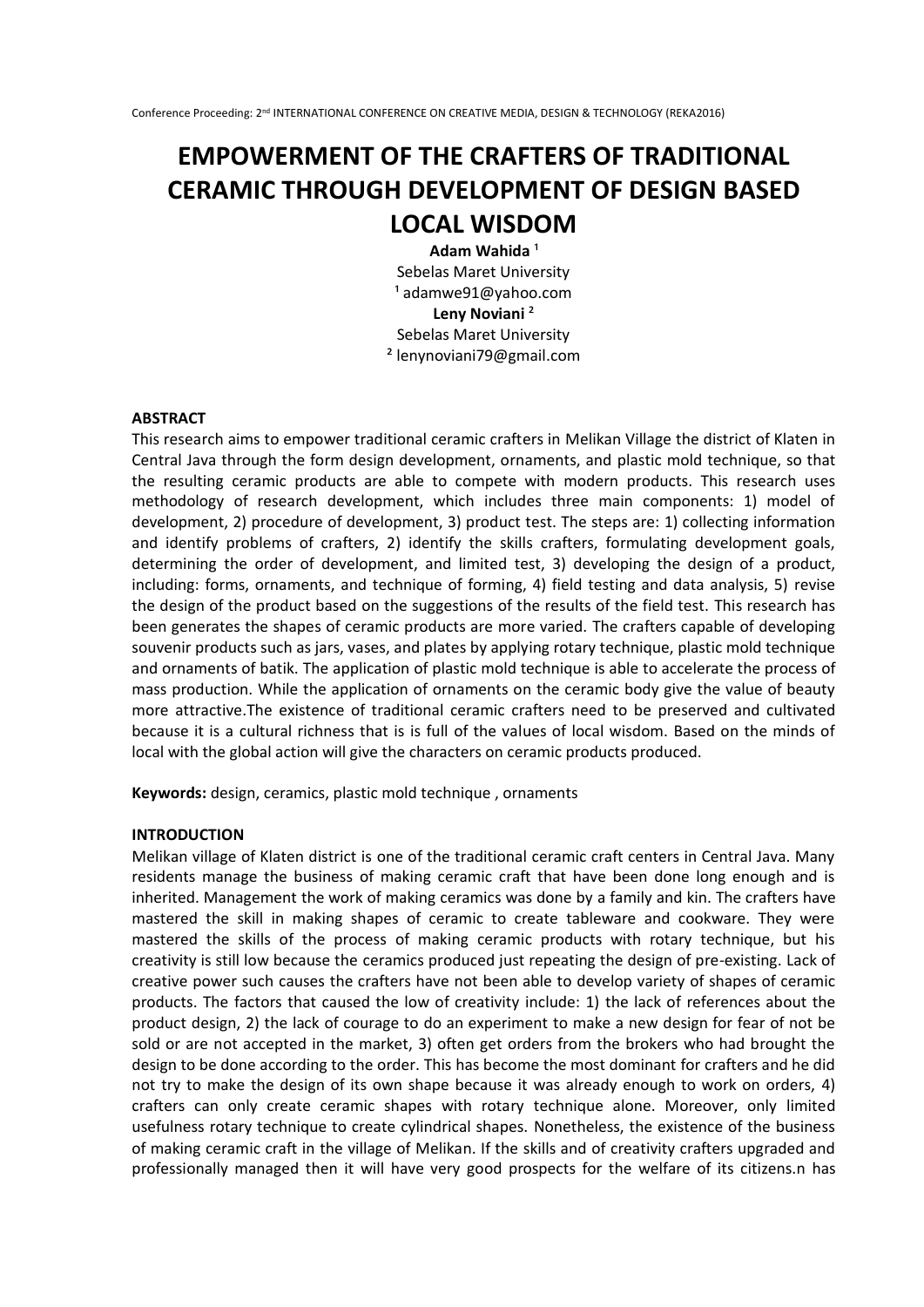# EMPOWERMENT OF THE CRAFTERS OF TRADITIONAL CERAMIC THROUGH DEVELOPMENT OF DESIGN BASED LOCAL WISDOM

**Adam Wahida** [1]
Sebelas Maret University
[1] adamwe91@yahoo.com
**Leny Noviani** [2]
Sebelas Maret University
[2] lenynoviani79@gmail.com

## ABSTRACT

This research aims to empower traditional ceramic crafters in Melikan Village the district of Klaten in Central Java through the form design development, ornaments, and plastic mold technique, so that the resulting ceramic products are able to compete with modern products. This research uses methodology of research development, which includes three main components: 1) model of development, 2) procedure of development, 3) product test. The steps are: 1) collecting information and identify problems of crafters, 2) identify the skills crafters, formulating development goals, determining the order of development, and limited test, 3) developing the design of a product, including: forms, ornaments, and technique of forming, 4) field testing and data analysis, 5) revise the design of the product based on the suggestions of the results of the field test. This research has been generates the shapes of ceramic products are more varied. The crafters capable of developing souvenir products such as jars, vases, and plates by applying rotary technique, plastic mold technique and ornaments of batik. The application of plastic mold technique is able to accelerate the process of mass production. While the application of ornaments on the ceramic body give the value of beauty more attractive.The existence of traditional ceramic crafters need to be preserved and cultivated because it is a cultural richness that is is full of the values of local wisdom. Based on the minds of local with the global action will give the characters on ceramic products produced.

**Keywords:** design, ceramics, plastic mold technique , ornaments

## INTRODUCTION

Melikan village of Klaten district is one of the traditional ceramic craft centers in Central Java. Many residents manage the business of making ceramic craft that have been done long enough and is inherited. Management the work of making ceramics was done by a family and kin. The crafters have mastered the skill in making shapes of ceramic to create tableware and cookware. They were mastered the skills of the process of making ceramic products with rotary technique, but his creativity is still low because the ceramics produced just repeating the design of pre-existing. Lack of creative power such causes the crafters have not been able to develop variety of shapes of ceramic products. The factors that caused the low of creativity include: 1) the lack of references about the product design, 2) the lack of courage to do an experiment to make a new design for fear of not be sold or are not accepted in the market, 3) often get orders from the brokers who had brought the design to be done according to the order. This has become the most dominant for crafters and he did not try to make the design of its own shape because it was already enough to work on orders, 4) crafters can only create ceramic shapes with rotary technique alone. Moreover, only limited usefulness rotary technique to create cylindrical shapes. Nonetheless, the existence of the business of making ceramic craft in the village of Melikan. If the skills and of creativity crafters upgraded and professionally managed then it will have very good prospects for the welfare of its citizens.n has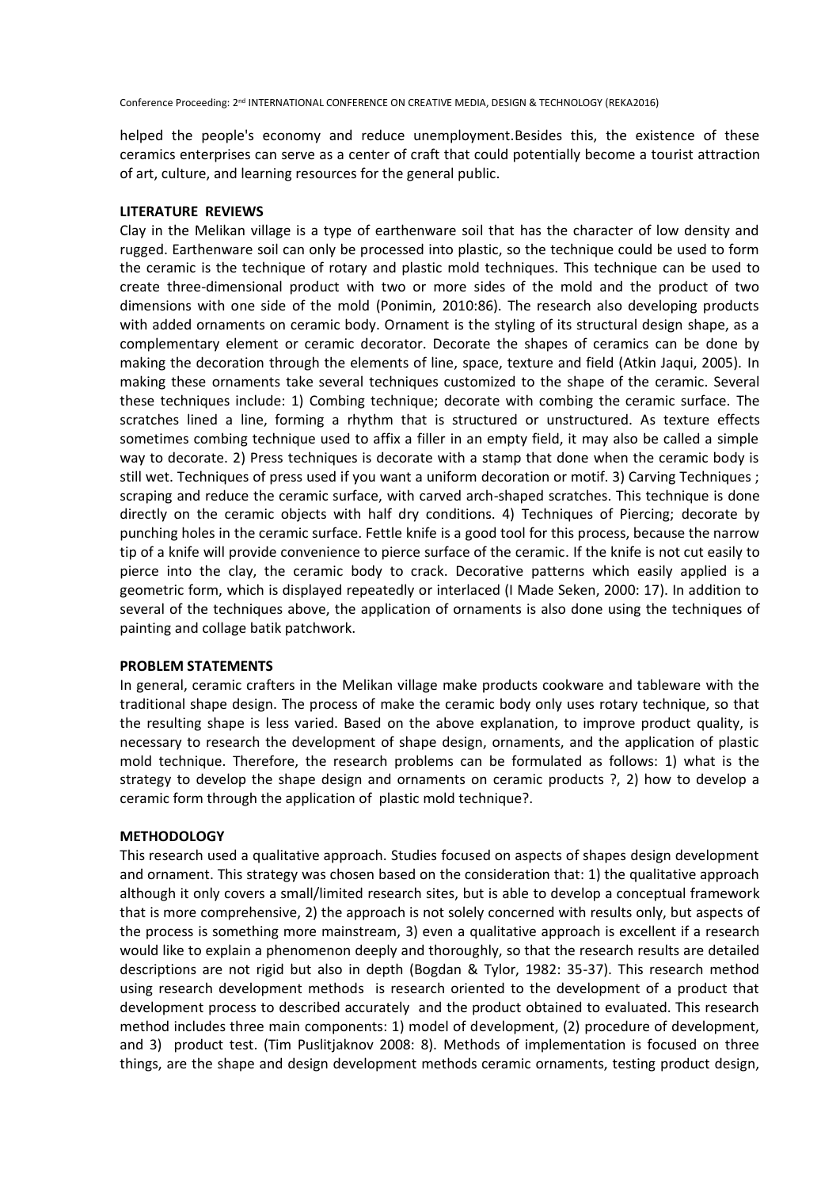helped the people's economy and reduce unemployment.Besides this, the existence of these ceramics enterprises can serve as a center of craft that could potentially become a tourist attraction of art, culture, and learning resources for the general public.

## LITERATURE REVIEWS

Clay in the Melikan village is a type of earthenware soil that has the character of low density and rugged. Earthenware soil can only be processed into plastic, so the technique could be used to form the ceramic is the technique of rotary and plastic mold techniques. This technique can be used to create three-dimensional product with two or more sides of the mold and the product of two dimensions with one side of the mold (Ponimin, 2010:86). The research also developing products with added ornaments on ceramic body. Ornament is the styling of its structural design shape, as a complementary element or ceramic decorator. Decorate the shapes of ceramics can be done by making the decoration through the elements of line, space, texture and field (Atkin Jaqui, 2005). In making these ornaments take several techniques customized to the shape of the ceramic. Several these techniques include: 1) Combing technique; decorate with combing the ceramic surface. The scratches lined a line, forming a rhythm that is structured or unstructured. As texture effects sometimes combing technique used to affix a filler in an empty field, it may also be called a simple way to decorate. 2) Press techniques is decorate with a stamp that done when the ceramic body is still wet. Techniques of press used if you want a uniform decoration or motif. 3) Carving Techniques ; scraping and reduce the ceramic surface, with carved arch-shaped scratches. This technique is done directly on the ceramic objects with half dry conditions. 4) Techniques of Piercing; decorate by punching holes in the ceramic surface. Fettle knife is a good tool for this process, because the narrow tip of a knife will provide convenience to pierce surface of the ceramic. If the knife is not cut easily to pierce into the clay, the ceramic body to crack. Decorative patterns which easily applied is a geometric form, which is displayed repeatedly or interlaced (I Made Seken, 2000: 17). In addition to several of the techniques above, the application of ornaments is also done using the techniques of painting and collage batik patchwork.

## PROBLEM STATEMENTS

In general, ceramic crafters in the Melikan village make products cookware and tableware with the traditional shape design. The process of make the ceramic body only uses rotary technique, so that the resulting shape is less varied. Based on the above explanation, to improve product quality, is necessary to research the development of shape design, ornaments, and the application of plastic mold technique. Therefore, the research problems can be formulated as follows: 1) what is the strategy to develop the shape design and ornaments on ceramic products ?, 2) how to develop a ceramic form through the application of plastic mold technique?.

## METHODOLOGY

This research used a qualitative approach. Studies focused on aspects of shapes design development and ornament. This strategy was chosen based on the consideration that: 1) the qualitative approach although it only covers a small/limited research sites, but is able to develop a conceptual framework that is more comprehensive, 2) the approach is not solely concerned with results only, but aspects of the process is something more mainstream, 3) even a qualitative approach is excellent if a research would like to explain a phenomenon deeply and thoroughly, so that the research results are detailed descriptions are not rigid but also in depth (Bogdan & Tylor, 1982: 35-37). This research method using research development methods is research oriented to the development of a product that development process to described accurately and the product obtained to evaluated. This research method includes three main components: 1) model of development, (2) procedure of development, and 3) product test. (Tim Puslitjaknov 2008: 8). Methods of implementation is focused on three things, are the shape and design development methods ceramic ornaments, testing product design,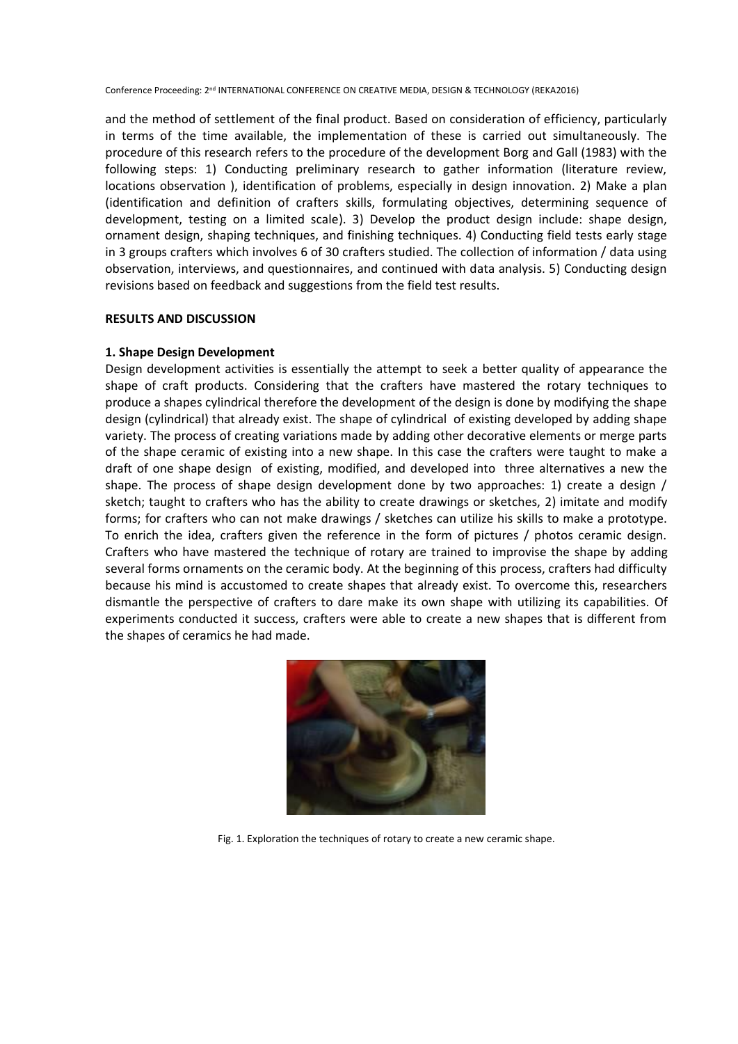and the method of settlement of the final product. Based on consideration of efficiency, particularly in terms of the time available, the implementation of these is carried out simultaneously. The procedure of this research refers to the procedure of the development Borg and Gall (1983) with the following steps: 1) Conducting preliminary research to gather information (literature review, locations observation ), identification of problems, especially in design innovation. 2) Make a plan (identification and definition of crafters skills, formulating objectives, determining sequence of development, testing on a limited scale). 3) Develop the product design include: shape design, ornament design, shaping techniques, and finishing techniques. 4) Conducting field tests early stage in 3 groups crafters which involves 6 of 30 crafters studied. The collection of information / data using observation, interviews, and questionnaires, and continued with data analysis. 5) Conducting design revisions based on feedback and suggestions from the field test results.

## RESULTS AND DISCUSSION

### 1. Shape Design Development

Design development activities is essentially the attempt to seek a better quality of appearance the shape of craft products. Considering that the crafters have mastered the rotary techniques to produce a shapes cylindrical therefore the development of the design is done by modifying the shape design (cylindrical) that already exist. The shape of cylindrical of existing developed by adding shape variety. The process of creating variations made by adding other decorative elements or merge parts of the shape ceramic of existing into a new shape. In this case the crafters were taught to make a draft of one shape design of existing, modified, and developed into three alternatives a new the shape. The process of shape design development done by two approaches: 1) create a design / sketch; taught to crafters who has the ability to create drawings or sketches, 2) imitate and modify forms; for crafters who can not make drawings / sketches can utilize his skills to make a prototype. To enrich the idea, crafters given the reference in the form of pictures / photos ceramic design. Crafters who have mastered the technique of rotary are trained to improvise the shape by adding several forms ornaments on the ceramic body. At the beginning of this process, crafters had difficulty because his mind is accustomed to create shapes that already exist. To overcome this, researchers dismantle the perspective of crafters to dare make its own shape with utilizing its capabilities. Of experiments conducted it success, crafters were able to create a new shapes that is different from the shapes of ceramics he had made.

Fig. 1. Exploration the techniques of rotary to create a new ceramic shape.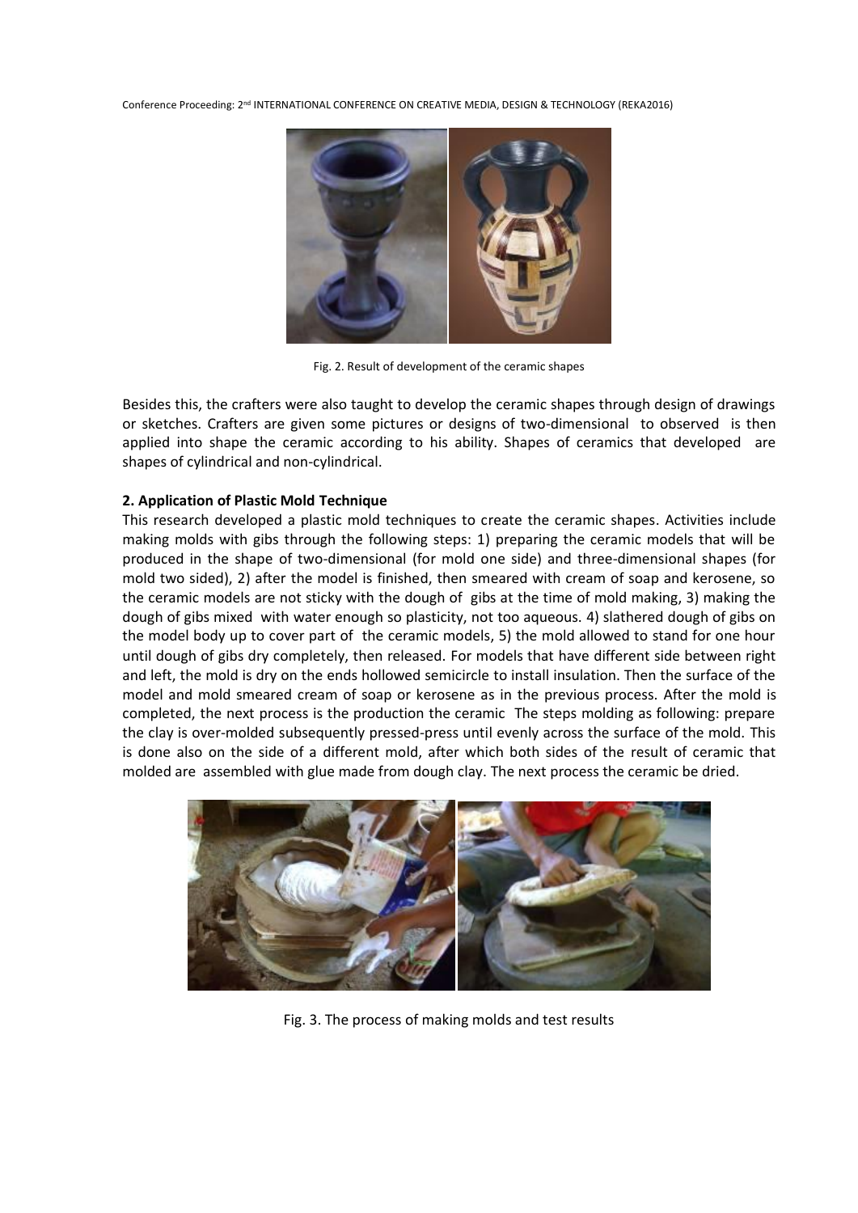Fig. 2. Result of development of the ceramic shapes

Besides this, the crafters were also taught to develop the ceramic shapes through design of drawings or sketches. Crafters are given some pictures or designs of two-dimensional to observed is then applied into shape the ceramic according to his ability. Shapes of ceramics that developed are shapes of cylindrical and non-cylindrical.

**2. Application of Plastic Mold Technique**

This research developed a plastic mold techniques to create the ceramic shapes. Activities include making molds with gibs through the following steps: 1) preparing the ceramic models that will be produced in the shape of two-dimensional (for mold one side) and three-dimensional shapes (for mold two sided), 2) after the model is finished, then smeared with cream of soap and kerosene, so the ceramic models are not sticky with the dough of gibs at the time of mold making, 3) making the dough of gibs mixed with water enough so plasticity, not too aqueous. 4) slathered dough of gibs on the model body up to cover part of the ceramic models, 5) the mold allowed to stand for one hour until dough of gibs dry completely, then released. For models that have different side between right and left, the mold is dry on the ends hollowed semicircle to install insulation. Then the surface of the model and mold smeared cream of soap or kerosene as in the previous process. After the mold is completed, the next process is the production the ceramic The steps molding as following: prepare the clay is over-molded subsequently pressed-press until evenly across the surface of the mold. This is done also on the side of a different mold, after which both sides of the result of ceramic that molded are assembled with glue made from dough clay. The next process the ceramic be dried.

Fig. 3. The process of making molds and test results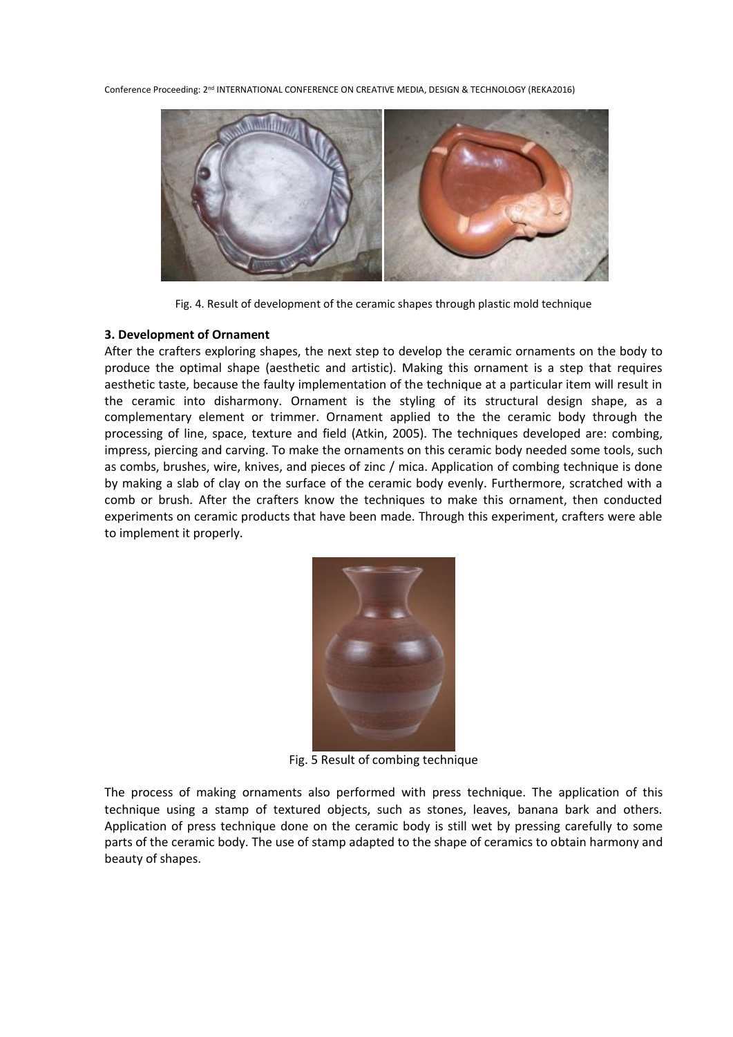Fig. 4. Result of development of the ceramic shapes through plastic mold technique

### 3. Development of Ornament

After the crafters exploring shapes, the next step to develop the ceramic ornaments on the body to produce the optimal shape (aesthetic and artistic). Making this ornament is a step that requires aesthetic taste, because the faulty implementation of the technique at a particular item will result in the ceramic into disharmony. Ornament is the styling of its structural design shape, as a complementary element or trimmer. Ornament applied to the the ceramic body through the processing of line, space, texture and field (Atkin, 2005). The techniques developed are: combing, impress, piercing and carving. To make the ornaments on this ceramic body needed some tools, such as combs, brushes, wire, knives, and pieces of zinc / mica. Application of combing technique is done by making a slab of clay on the surface of the ceramic body evenly. Furthermore, scratched with a comb or brush. After the crafters know the techniques to make this ornament, then conducted experiments on ceramic products that have been made. Through this experiment, crafters were able to implement it properly.

Fig. 5 Result of combing technique

The process of making ornaments also performed with press technique. The application of this technique using a stamp of textured objects, such as stones, leaves, banana bark and others. Application of press technique done on the ceramic body is still wet by pressing carefully to some parts of the ceramic body. The use of stamp adapted to the shape of ceramics to obtain harmony and beauty of shapes.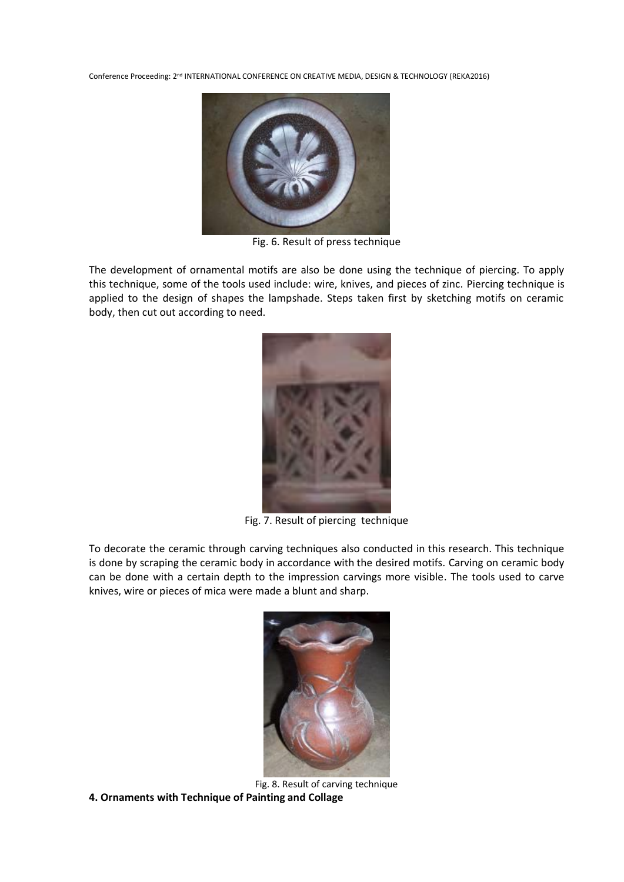Fig. 6. Result of press technique

The development of ornamental motifs are also be done using the technique of piercing. To apply this technique, some of the tools used include: wire, knives, and pieces of zinc. Piercing technique is applied to the design of shapes the lampshade. Steps taken first by sketching motifs on ceramic body, then cut out according to need.

Fig. 7. Result of piercing technique

To decorate the ceramic through carving techniques also conducted in this research. This technique is done by scraping the ceramic body in accordance with the desired motifs. Carving on ceramic body can be done with a certain depth to the impression carvings more visible. The tools used to carve knives, wire or pieces of mica were made a blunt and sharp.

Fig. 8. Result of carving technique

**4. Ornaments with Technique of Painting and Collage**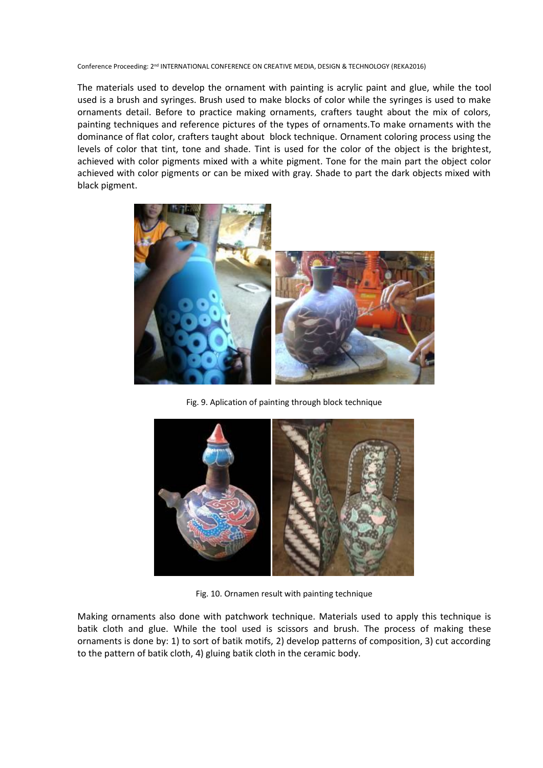The materials used to develop the ornament with painting is acrylic paint and glue, while the tool used is a brush and syringes. Brush used to make blocks of color while the syringes is used to make ornaments detail. Before to practice making ornaments, crafters taught about the mix of colors, painting techniques and reference pictures of the types of ornaments.To make ornaments with the dominance of flat color, crafters taught about block technique. Ornament coloring process using the levels of color that tint, tone and shade. Tint is used for the color of the object is the brightest, achieved with color pigments mixed with a white pigment. Tone for the main part the object color achieved with color pigments or can be mixed with gray. Shade to part the dark objects mixed with black pigment.

Fig. 9. Aplication of painting through block technique

Fig. 10. Ornamen result with painting technique

Making ornaments also done with patchwork technique. Materials used to apply this technique is batik cloth and glue. While the tool used is scissors and brush. The process of making these ornaments is done by: 1) to sort of batik motifs, 2) develop patterns of composition, 3) cut according to the pattern of batik cloth, 4) gluing batik cloth in the ceramic body.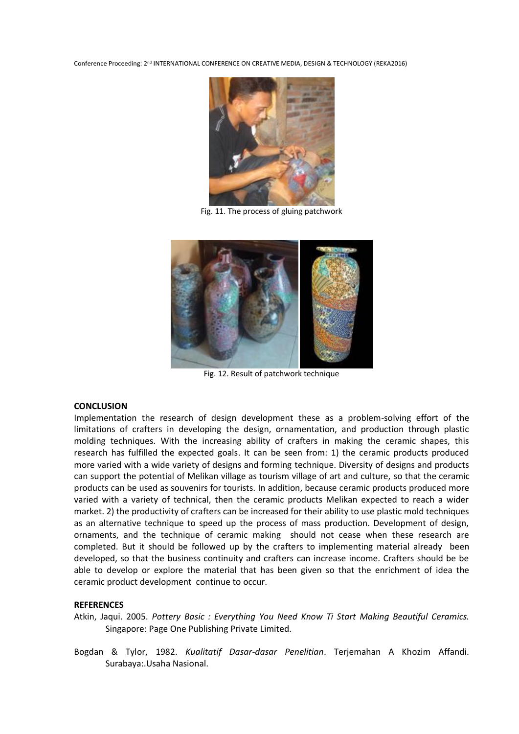Fig. 11. The process of gluing patchwork

Fig. 12. Result of patchwork technique

## CONCLUSION

Implementation the research of design development these as a problem-solving effort of the limitations of crafters in developing the design, ornamentation, and production through plastic molding techniques. With the increasing ability of crafters in making the ceramic shapes, this research has fulfilled the expected goals. It can be seen from: 1) the ceramic products produced more varied with a wide variety of designs and forming technique. Diversity of designs and products can support the potential of Melikan village as tourism village of art and culture, so that the ceramic products can be used as souvenirs for tourists. In addition, because ceramic products produced more varied with a variety of technical, then the ceramic products Melikan expected to reach a wider market. 2) the productivity of crafters can be increased for their ability to use plastic mold techniques as an alternative technique to speed up the process of mass production. Development of design, ornaments, and the technique of ceramic making should not cease when these research are completed. But it should be followed up by the crafters to implementing material already been developed, so that the business continuity and crafters can increase income. Crafters should be be able to develop or explore the material that has been given so that the enrichment of idea the ceramic product development continue to occur.

## REFERENCES

Atkin, Jaqui. 2005. *Pottery Basic : Everything You Need Know Ti Start Making Beautiful Ceramics.* Singapore: Page One Publishing Private Limited.

Bogdan & Tylor, 1982. *Kualitatif Dasar-dasar Penelitian*. Terjemahan A Khozim Affandi. Surabaya:.Usaha Nasional.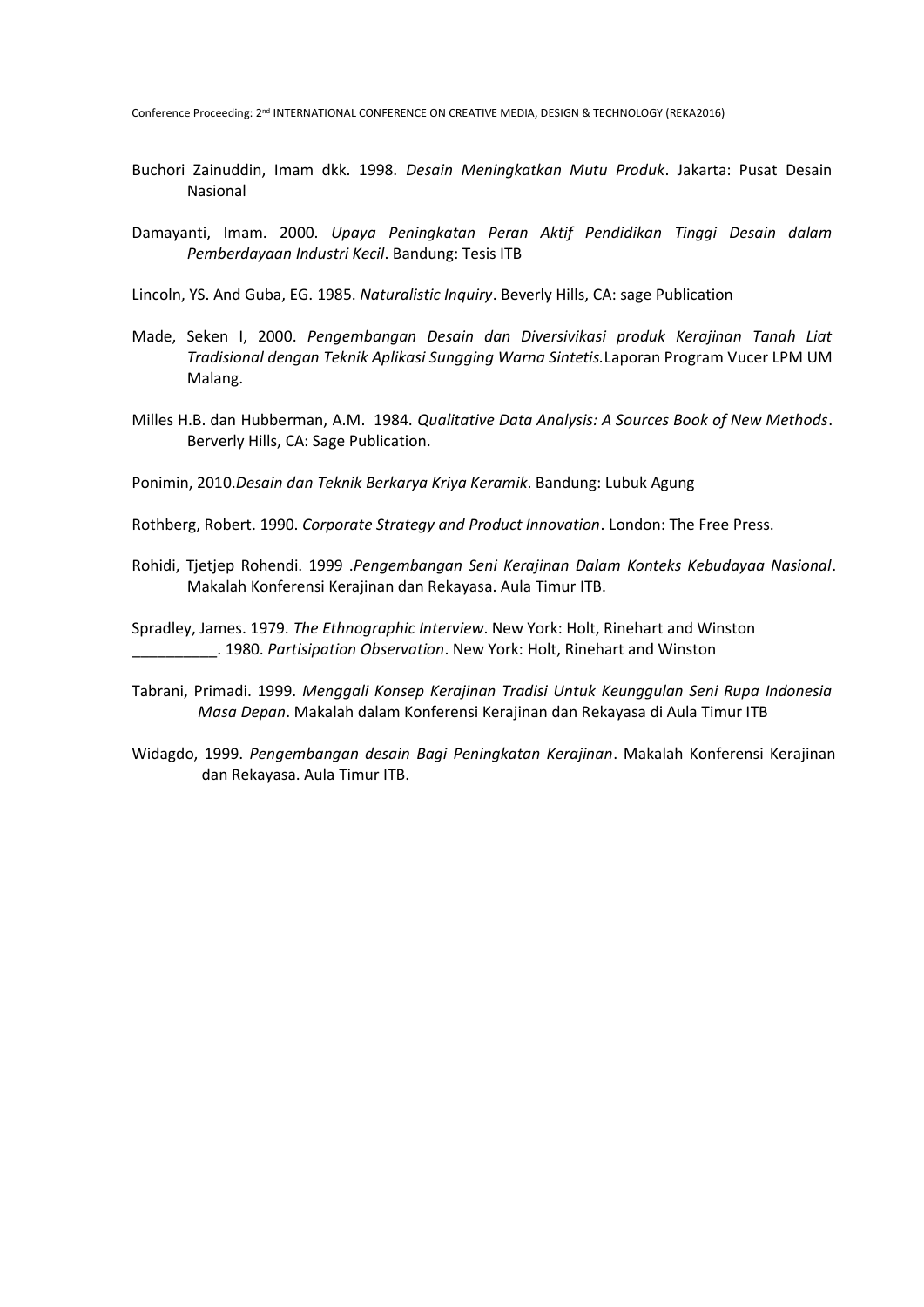Buchori Zainuddin, Imam dkk. 1998. *Desain Meningkatkan Mutu Produk*. Jakarta: Pusat Desain Nasional

Damayanti, Imam. 2000. *Upaya Peningkatan Peran Aktif Pendidikan Tinggi Desain dalam Pemberdayaan Industri Kecil*. Bandung: Tesis ITB

Lincoln, YS. And Guba, EG. 1985. *Naturalistic Inquiry*. Beverly Hills, CA: sage Publication

Made, Seken I, 2000. *Pengembangan Desain dan Diversivikasi produk Kerajinan Tanah Liat Tradisional dengan Teknik Aplikasi Sungging Warna Sintetis.* Laporan Program Vucer LPM UM Malang.

Milles H.B. dan Hubberman, A.M. 1984. *Qualitative Data Analysis: A Sources Book of New Methods*. Berverly Hills, CA: Sage Publication.

Ponimin, 2010.*Desain dan Teknik Berkarya Kriya Keramik*. Bandung: Lubuk Agung

Rothberg, Robert. 1990. *Corporate Strategy and Product Innovation*. London: The Free Press.

Rohidi, Tjetjep Rohendi. 1999 .*Pengembangan Seni Kerajinan Dalam Konteks Kebudayaa Nasional*. Makalah Konferensi Kerajinan dan Rekayasa. Aula Timur ITB.

Spradley, James. 1979. *The Ethnographic Interview*. New York: Holt, Rinehart and Winston
__________. 1980. *Partisipation Observation*. New York: Holt, Rinehart and Winston

Tabrani, Primadi. 1999. *Menggali Konsep Kerajinan Tradisi Untuk Keunggulan Seni Rupa Indonesia Masa Depan*. Makalah dalam Konferensi Kerajinan dan Rekayasa di Aula Timur ITB

Widagdo, 1999. *Pengembangan desain Bagi Peningkatan Kerajinan*. Makalah Konferensi Kerajinan dan Rekayasa. Aula Timur ITB.